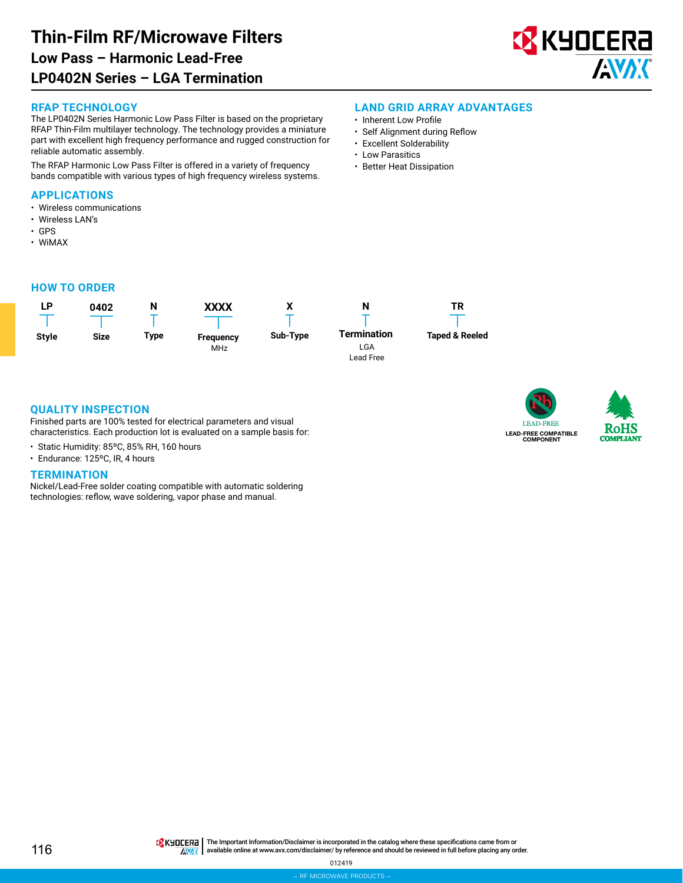# Thin-Film RF/Microwave Filters

## Low Pass – Harmonic Lead-Free

## LP0402N Series – LGA Termination

### RFAP TECHNOLOGY

The LP0402N Series Harmonic Low Pass Filter is based on the proprietary RFAP Thin-Film multilayer technology. The technology provides a miniature part with excellent high frequency performance and rugged construction for reliable automatic assembly.

The RFAP Harmonic Low Pass Filter is offered in a variety of frequency bands compatible with various types of high frequency wireless systems.

### LAND GRID ARRAY ADVANTAGES

- Inherent Low Profile
- Self Alignment during Reflow
- Excellent Solderability
- Low Parasitics
- Better Heat Dissipation

### APPLICATIONS

- Wireless communications
- Wireless LAN's
- GPS
- WiMAX

### HOW TO ORDER

| LP | 0402 | N | XXXX | X | N | TR |
|---|---|---|---|---|---|---|
| Style | Size | Type | Frequency MHz | Sub-Type | Termination LGA Lead Free | Taped & Reeled |

### QUALITY INSPECTION

Finished parts are 100% tested for electrical parameters and visual characteristics. Each production lot is evaluated on a sample basis for:

- Static Humidity: 85ºC, 85% RH, 160 hours
- Endurance: 125ºC, IR, 4 hours

LEAD-FREE COMPATIBLE COMPONENT

RoHS COMPLIANT

### TERMINATION

Nickel/Lead-Free solder coating compatible with automatic soldering technologies: reflow, wave soldering, vapor phase and manual.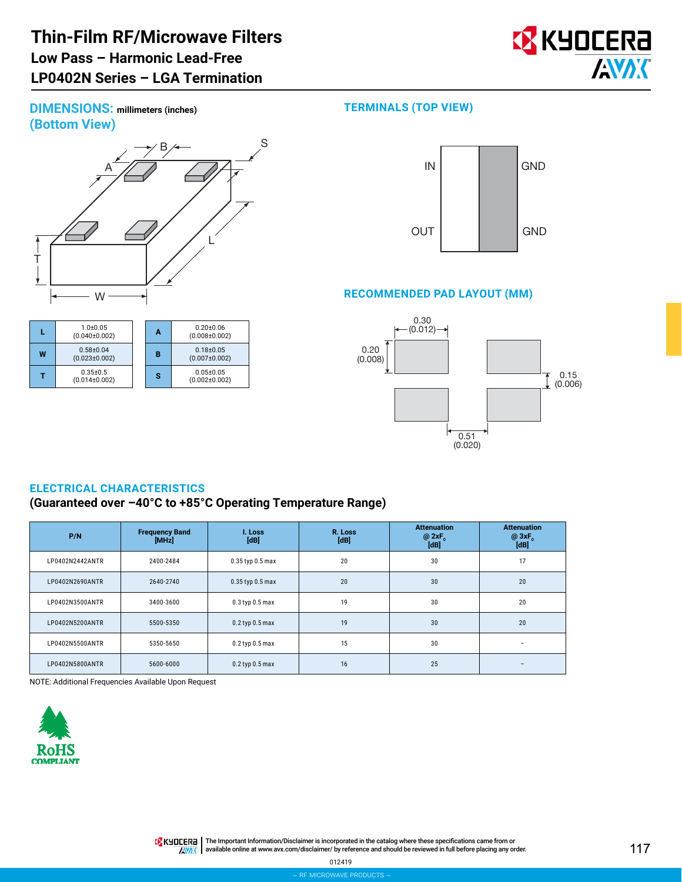# Thin-Film RF/Microwave Filters

## Low Pass – Harmonic Lead-Free

## LP0402N Series – LGA Termination

### DIMENSIONS: millimeters (inches)
### (Bottom View)

| L | 1.0±0.05 (0.040±0.002) |
|---|---|
| W | 0.58±0.04 (0.023±0.002) |
| T | 0.35±0.5 (0.014±0.002) |

| A | 0.20±0.06 (0.008±0.002) |
|---|---|
| B | 0.18±0.05 (0.007±0.002) |
| S | 0.05±0.05 (0.002±0.002) |

### TERMINALS (TOP VIEW)

IN — GND

OUT — GND

### RECOMMENDED PAD LAYOUT (MM)

0.30 (0.012)

0.20 (0.008)

0.15 (0.006)

0.51 (0.020)

### ELECTRICAL CHARACTERISTICS
**(Guaranteed over –40°C to +85°C Operating Temperature Range)**

| P/N | Frequency Band [MHz] | I. Loss [dB] | R. Loss [dB] | Attenuation @ 2xF$_0$ [dB] | Attenuation @ 3xF$_0$ [dB] |
|---|---|---|---|---|---|
| LP0402N2442ANTR | 2400-2484 | 0.35 typ 0.5 max | 20 | 30 | 17 |
| LP0402N2690ANTR | 2640-2740 | 0.35 typ 0.5 max | 20 | 30 | 20 |
| LP0402N3500ANTR | 3400-3600 | 0.3 typ 0.5 max | 19 | 30 | 20 |
| LP0402N5200ANTR | 5500-5350 | 0.2 typ 0.5 max | 19 | 30 | 20 |
| LP0402N5500ANTR | 5350-5650 | 0.2 typ 0.5 max | 15 | 30 | – |
| LP0402N5800ANTR | 5600-6000 | 0.2 typ 0.5 max | 16 | 25 | – |

NOTE: Additional Frequencies Available Upon Request

RoHS COMPLIANT

The Important Information/Disclaimer is incorporated in the catalog where these specifications came from or available online at www.avx.com/disclaimer/ by reference and should be reviewed in full before placing any order.

012419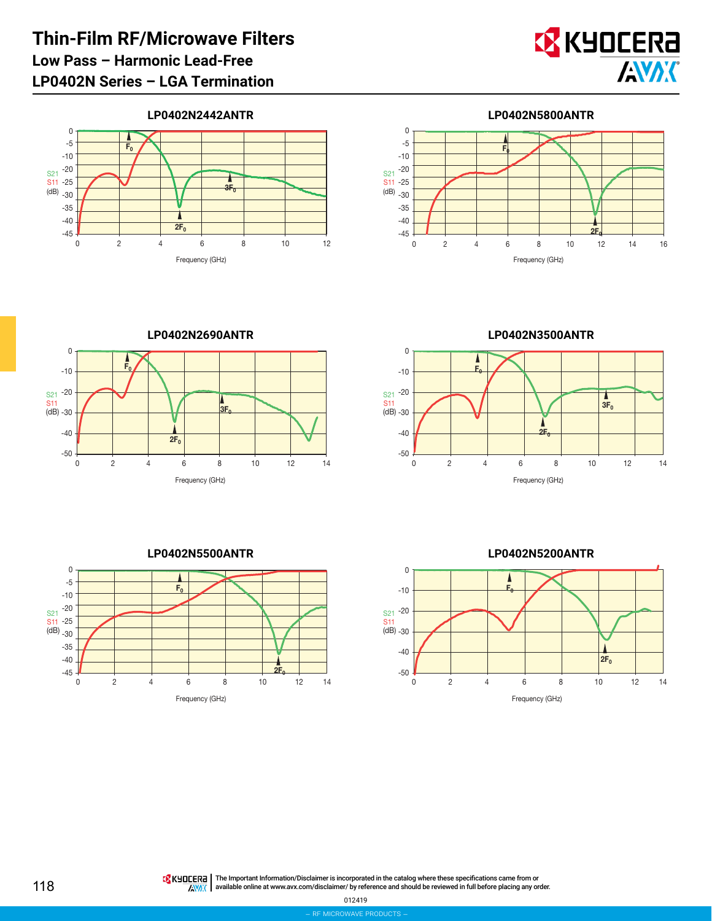# Thin-Film RF/Microwave Filters

## Low Pass – Harmonic Lead-Free

## LP0402N Series – LGA Termination

### LP0402N2442ANTR

S21, S11 (dB) vs Frequency (GHz). Markers: $F_0$, $2F_0$, $3F_0$

### LP0402N5800ANTR

S21, S11 (dB) vs Frequency (GHz). Markers: $F_0$, $2F_0$

### LP0402N2690ANTR

S21, S11 (dB) vs Frequency (GHz). Markers: $F_0$, $2F_0$, $3F_0$

### LP0402N3500ANTR

S21, S11 (dB) vs Frequency (GHz). Markers: $F_0$, $2F_0$, $3F_0$

### LP0402N5500ANTR

S21, S11 (dB) vs Frequency (GHz). Markers: $F_0$, $2F_0$

### LP0402N5200ANTR

S21, S11 (dB) vs Frequency (GHz). Markers: $F_0$, $2F_0$

The Important Information/Disclaimer is incorporated in the catalog where these specifications came from or available online at www.avx.com/disclaimer/ by reference and should be reviewed in full before placing any order.

012419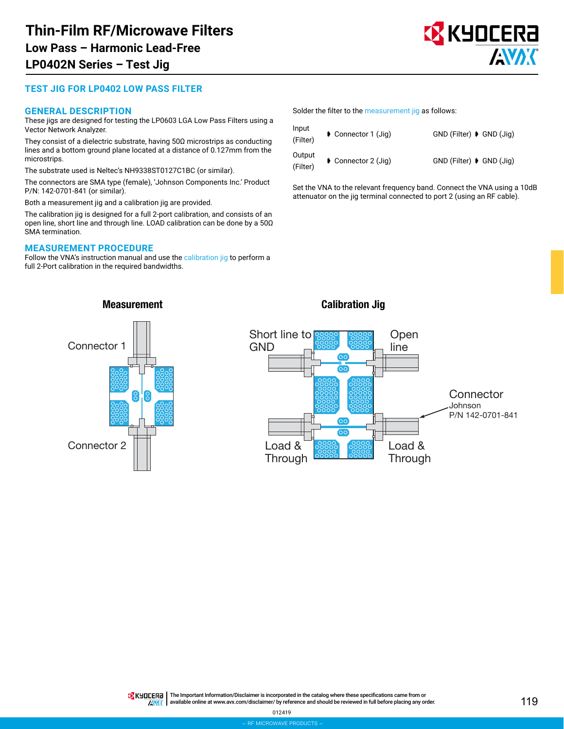# Thin-Film RF/Microwave Filters

## Low Pass – Harmonic Lead-Free

## LP0402N Series – Test Jig

### TEST JIG FOR LP0402 LOW PASS FILTER

### GENERAL DESCRIPTION

These jigs are designed for testing the LP0603 LGA Low Pass Filters using a Vector Network Analyzer.

They consist of a dielectric substrate, having 50Ω microstrips as conducting lines and a bottom ground plane located at a distance of 0.127mm from the microstrips.

The substrate used is Neltec's NH9338ST0127C1BC (or similar).

The connectors are SMA type (female), 'Johnson Components Inc.' Product P/N: 142-0701-841 (or similar).

Both a measurement jig and a calibration jig are provided.

The calibration jig is designed for a full 2-port calibration, and consists of an open line, short line and through line. LOAD calibration can be done by a 50Ω SMA termination.

### MEASUREMENT PROCEDURE

Follow the VNA's instruction manual and use the calibration jig to perform a full 2-Port calibration in the required bandwidths.

Solder the filter to the measurement jig as follows:

| | | |
|---|---|---|
| Input (Filter) | ◗ Connector 1 (Jig) | GND (Filter) ◗ GND (Jig) |
| Output (Filter) | ◗ Connector 2 (Jig) | GND (Filter) ◗ GND (Jig) |

Set the VNA to the relevant frequency band. Connect the VNA using a 10dB attenuator on the jig terminal connected to port 2 (using an RF cable).

**Measurement**

Connector 1

Connector 2

**Calibration Jig**

Short line to GND

Open line

Connector
Johnson
P/N 142-0701-841

Load & Through

Load & Through